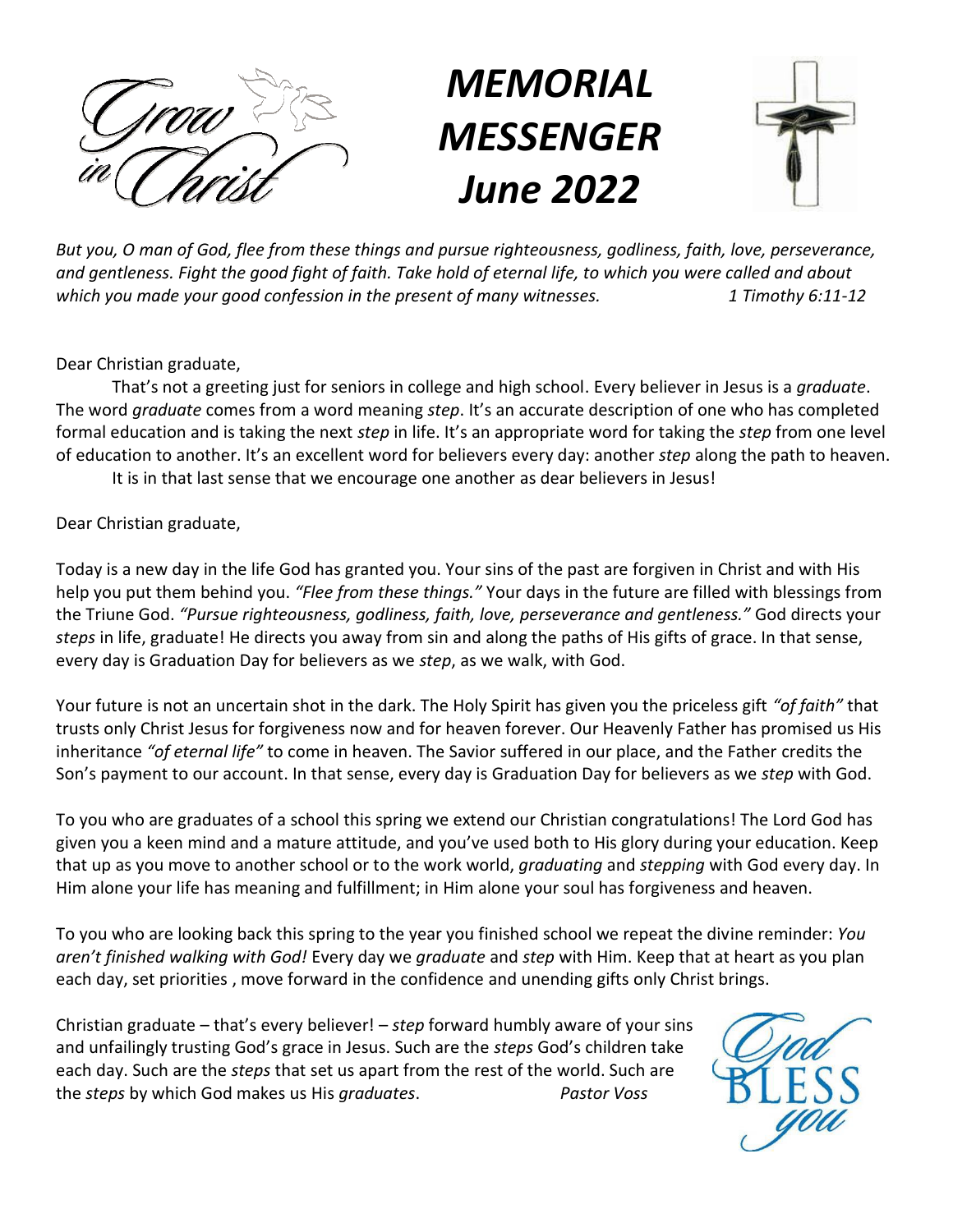# *MEMORIAL MESSENGER June 2022*

*But you, O man of God, flee from these things and pursue righteousness, godliness, faith, love, perseverance, and gentleness. Fight the good fight of faith. Take hold of eternal life, to which you were called and about which you made your good confession in the present of many witnesses.* *1 Timothy 6:11-12*

Dear Christian graduate,

That's not a greeting just for seniors in college and high school. Every believer in Jesus is a *graduate*. The word *graduate* comes from a word meaning *step*. It's an accurate description of one who has completed formal education and is taking the next *step* in life. It's an appropriate word for taking the *step* from one level of education to another. It's an excellent word for believers every day: another *step* along the path to heaven.

It is in that last sense that we encourage one another as dear believers in Jesus!

Dear Christian graduate,

Today is a new day in the life God has granted you. Your sins of the past are forgiven in Christ and with His help you put them behind you. *"Flee from these things."* Your days in the future are filled with blessings from the Triune God. *"Pursue righteousness, godliness, faith, love, perseverance and gentleness."* God directs your *steps* in life, graduate! He directs you away from sin and along the paths of His gifts of grace. In that sense, every day is Graduation Day for believers as we *step*, as we walk, with God.

Your future is not an uncertain shot in the dark. The Holy Spirit has given you the priceless gift *"of faith"* that trusts only Christ Jesus for forgiveness now and for heaven forever. Our Heavenly Father has promised us His inheritance *"of eternal life"* to come in heaven. The Savior suffered in our place, and the Father credits the Son's payment to our account. In that sense, every day is Graduation Day for believers as we *step* with God.

To you who are graduates of a school this spring we extend our Christian congratulations! The Lord God has given you a keen mind and a mature attitude, and you've used both to His glory during your education. Keep that up as you move to another school or to the work world, *graduating* and *stepping* with God every day. In Him alone your life has meaning and fulfillment; in Him alone your soul has forgiveness and heaven.

To you who are looking back this spring to the year you finished school we repeat the divine reminder: *You aren't finished walking with God!* Every day we *graduate* and *step* with Him. Keep that at heart as you plan each day, set priorities , move forward in the confidence and unending gifts only Christ brings.

Christian graduate – that's every believer! – *step* forward humbly aware of your sins and unfailingly trusting God's grace in Jesus. Such are the *steps* God's children take each day. Such are the *steps* that set us apart from the rest of the world. Such are the *steps* by which God makes us His *graduates*. *Pastor Voss*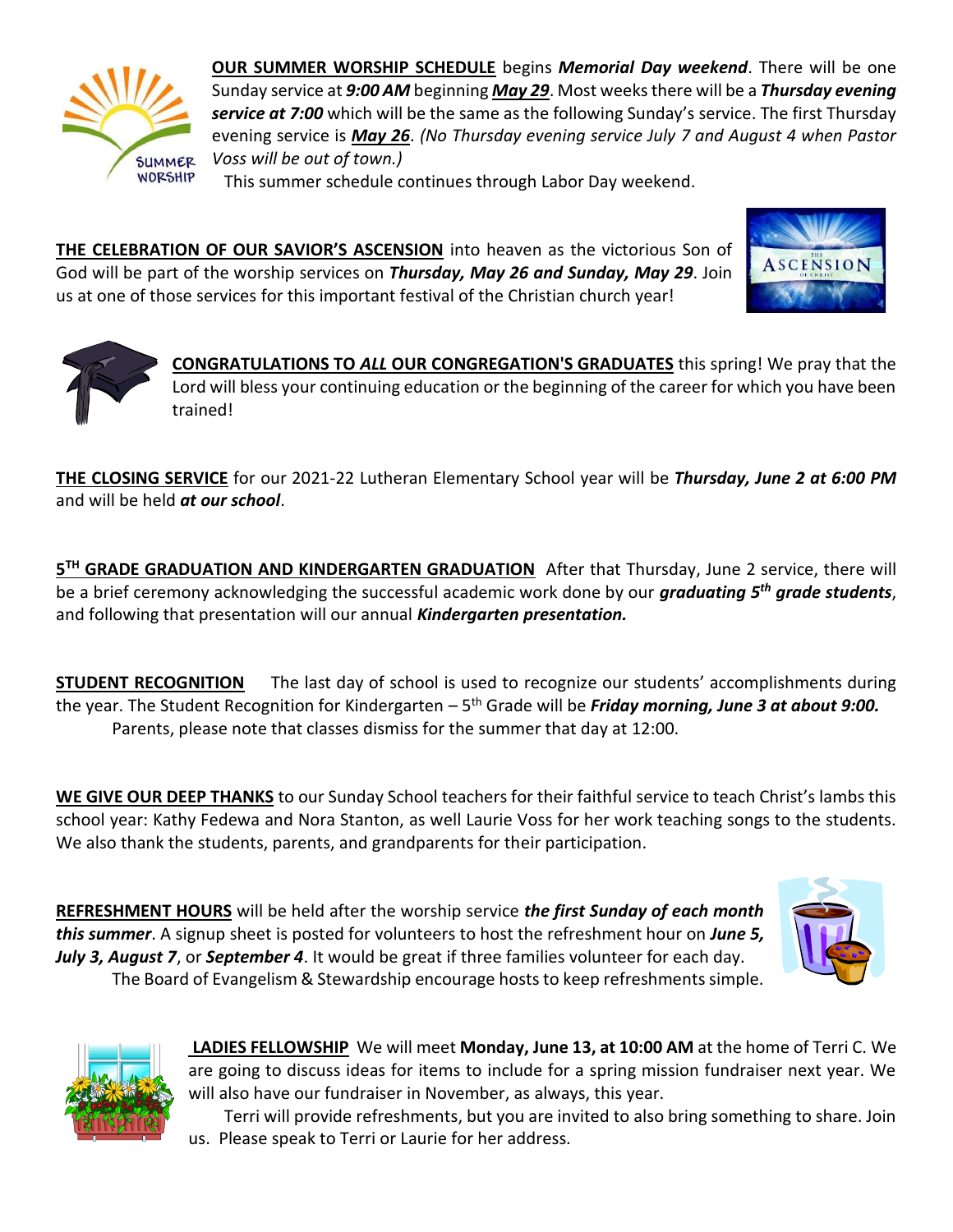**<u>OUR SUMMER WORSHIP SCHEDULE</u>** begins ***Memorial Day weekend***. There will be one Sunday service at ***9:00 AM*** beginning ***<u>May 29</u>***. Most weeks there will be a ***Thursday evening service at 7:00*** which will be the same as the following Sunday's service. The first Thursday evening service is ***<u>May 26</u>***. *(No Thursday evening service July 7 and August 4 when Pastor Voss will be out of town.)*

This summer schedule continues through Labor Day weekend.

**<u>THE CELEBRATION OF OUR SAVIOR'S ASCENSION</u>** into heaven as the victorious Son of God will be part of the worship services on ***Thursday, May 26 and Sunday, May 29***. Join us at one of those services for this important festival of the Christian church year!

**<u>CONGRATULATIONS TO *ALL* OUR CONGREGATION'S GRADUATES</u>** this spring! We pray that the Lord will bless your continuing education or the beginning of the career for which you have been trained!

**<u>THE CLOSING SERVICE</u>** for our 2021-22 Lutheran Elementary School year will be ***Thursday, June 2 at 6:00 PM*** and will be held ***at our school***.

**<u>5TH GRADE GRADUATION AND KINDERGARTEN GRADUATION</u>** After that Thursday, June 2 service, there will be a brief ceremony acknowledging the successful academic work done by our ***graduating 5th grade students***, and following that presentation will our annual ***Kindergarten presentation.***

**<u>STUDENT RECOGNITION</u>** The last day of school is used to recognize our students' accomplishments during the year. The Student Recognition for Kindergarten – 5th Grade will be ***Friday morning, June 3 at about 9:00.***

Parents, please note that classes dismiss for the summer that day at 12:00.

**<u>WE GIVE OUR DEEP THANKS</u>** to our Sunday School teachers for their faithful service to teach Christ's lambs this school year: Kathy Fedewa and Nora Stanton, as well Laurie Voss for her work teaching songs to the students. We also thank the students, parents, and grandparents for their participation.

**<u>REFRESHMENT HOURS</u>** will be held after the worship service ***the first Sunday of each month this summer***. A signup sheet is posted for volunteers to host the refreshment hour on ***June 5, July 3, August 7***, or ***September 4***. It would be great if three families volunteer for each day.

The Board of Evangelism & Stewardship encourage hosts to keep refreshments simple.

**<u>LADIES FELLOWSHIP</u>** We will meet **Monday, June 13, at 10:00 AM** at the home of Terri C. We are going to discuss ideas for items to include for a spring mission fundraiser next year. We will also have our fundraiser in November, as always, this year.

Terri will provide refreshments, but you are invited to also bring something to share. Join us. Please speak to Terri or Laurie for her address.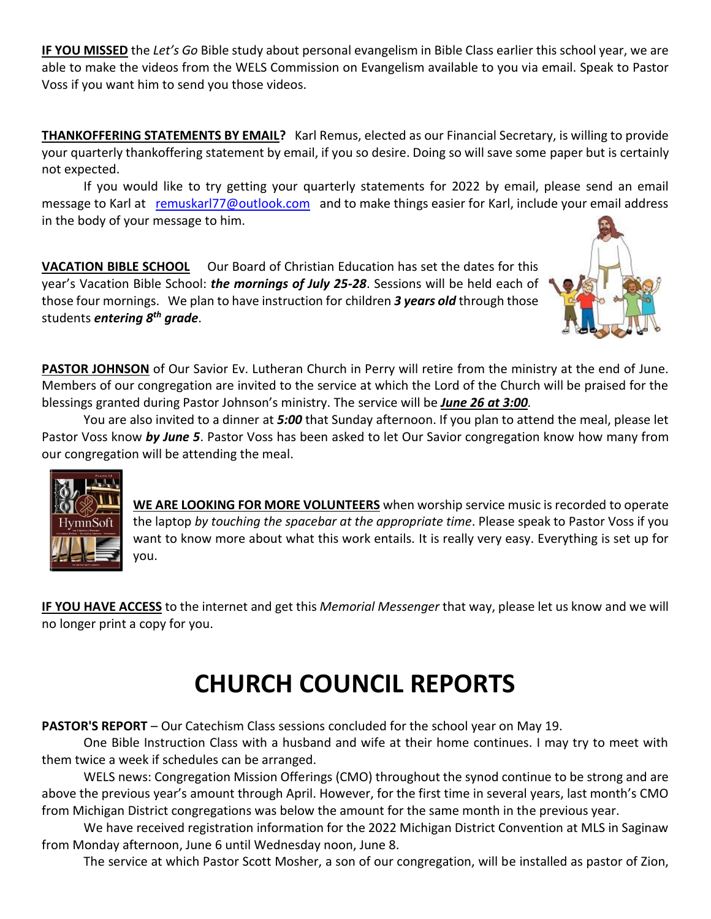**IF YOU MISSED** the *Let's Go* Bible study about personal evangelism in Bible Class earlier this school year, we are able to make the videos from the WELS Commission on Evangelism available to you via email. Speak to Pastor Voss if you want him to send you those videos.

**THANKOFFERING STATEMENTS BY EMAIL?** Karl Remus, elected as our Financial Secretary, is willing to provide your quarterly thankoffering statement by email, if you so desire. Doing so will save some paper but is certainly not expected.

If you would like to try getting your quarterly statements for 2022 by email, please send an email message to Karl at remuskarl77@outlook.com and to make things easier for Karl, include your email address in the body of your message to him.

**VACATION BIBLE SCHOOL** Our Board of Christian Education has set the dates for this year's Vacation Bible School: ***the mornings of July 25-28***. Sessions will be held each of those four mornings. We plan to have instruction for children ***3 years old*** through those students ***entering 8th grade***.

**PASTOR JOHNSON** of Our Savior Ev. Lutheran Church in Perry will retire from the ministry at the end of June. Members of our congregation are invited to the service at which the Lord of the Church will be praised for the blessings granted during Pastor Johnson's ministry. The service will be ***June 26 at 3:00***.

You are also invited to a dinner at ***5:00*** that Sunday afternoon. If you plan to attend the meal, please let Pastor Voss know ***by June 5***. Pastor Voss has been asked to let Our Savior congregation know how many from our congregation will be attending the meal.

**WE ARE LOOKING FOR MORE VOLUNTEERS** when worship service music is recorded to operate the laptop *by touching the spacebar at the appropriate time*. Please speak to Pastor Voss if you want to know more about what this work entails. It is really very easy. Everything is set up for you.

**IF YOU HAVE ACCESS** to the internet and get this *Memorial Messenger* that way, please let us know and we will no longer print a copy for you.

# CHURCH COUNCIL REPORTS

**PASTOR'S REPORT** – Our Catechism Class sessions concluded for the school year on May 19.

One Bible Instruction Class with a husband and wife at their home continues. I may try to meet with them twice a week if schedules can be arranged.

WELS news: Congregation Mission Offerings (CMO) throughout the synod continue to be strong and are above the previous year's amount through April. However, for the first time in several years, last month's CMO from Michigan District congregations was below the amount for the same month in the previous year.

We have received registration information for the 2022 Michigan District Convention at MLS in Saginaw from Monday afternoon, June 6 until Wednesday noon, June 8.

The service at which Pastor Scott Mosher, a son of our congregation, will be installed as pastor of Zion,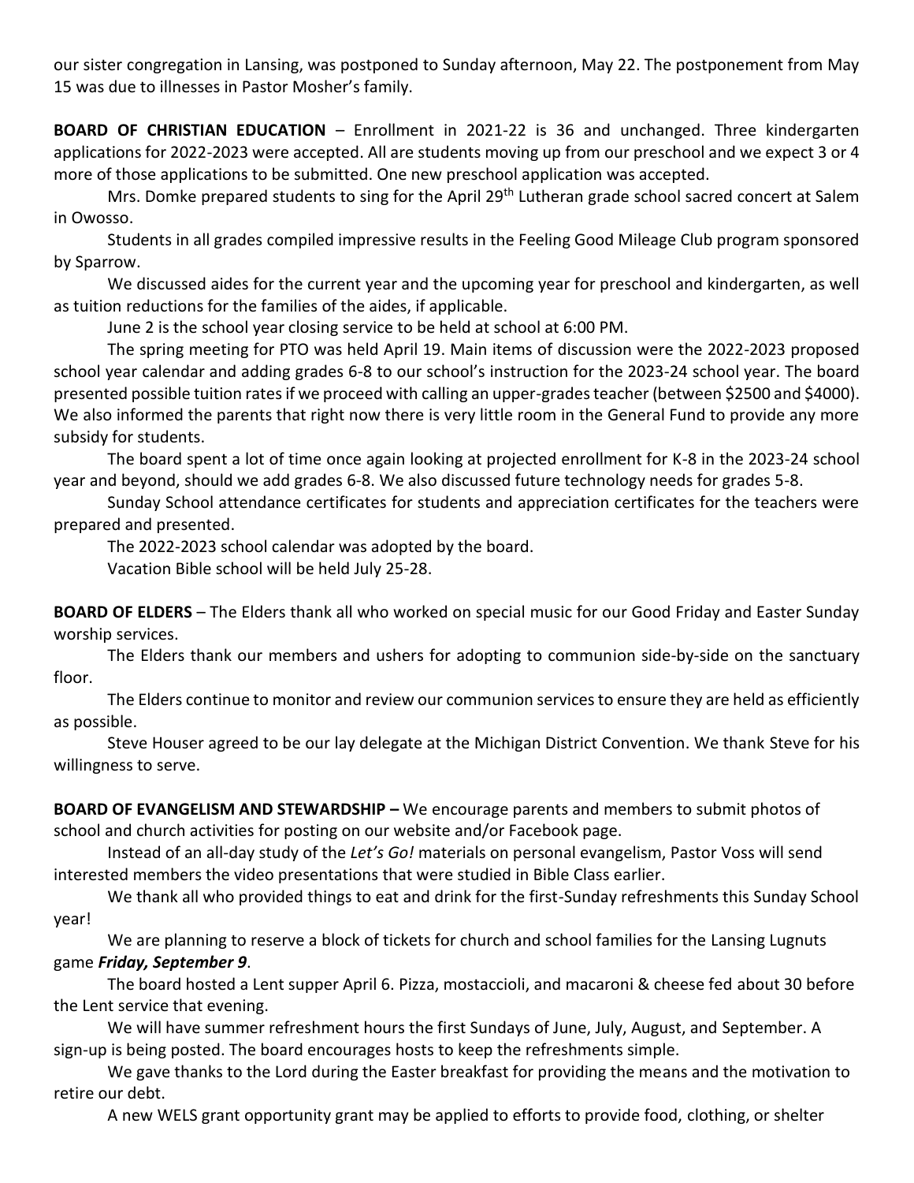our sister congregation in Lansing, was postponed to Sunday afternoon, May 22. The postponement from May 15 was due to illnesses in Pastor Mosher's family.

**BOARD OF CHRISTIAN EDUCATION** – Enrollment in 2021-22 is 36 and unchanged. Three kindergarten applications for 2022-2023 were accepted. All are students moving up from our preschool and we expect 3 or 4 more of those applications to be submitted. One new preschool application was accepted.

Mrs. Domke prepared students to sing for the April 29th Lutheran grade school sacred concert at Salem in Owosso.

Students in all grades compiled impressive results in the Feeling Good Mileage Club program sponsored by Sparrow.

We discussed aides for the current year and the upcoming year for preschool and kindergarten, as well as tuition reductions for the families of the aides, if applicable.

June 2 is the school year closing service to be held at school at 6:00 PM.

The spring meeting for PTO was held April 19. Main items of discussion were the 2022-2023 proposed school year calendar and adding grades 6-8 to our school's instruction for the 2023-24 school year. The board presented possible tuition rates if we proceed with calling an upper-grades teacher (between $2500 and $4000). We also informed the parents that right now there is very little room in the General Fund to provide any more subsidy for students.

The board spent a lot of time once again looking at projected enrollment for K-8 in the 2023-24 school year and beyond, should we add grades 6-8. We also discussed future technology needs for grades 5-8.

Sunday School attendance certificates for students and appreciation certificates for the teachers were prepared and presented.

The 2022-2023 school calendar was adopted by the board.

Vacation Bible school will be held July 25-28.

**BOARD OF ELDERS** – The Elders thank all who worked on special music for our Good Friday and Easter Sunday worship services.

The Elders thank our members and ushers for adopting to communion side-by-side on the sanctuary floor.

The Elders continue to monitor and review our communion services to ensure they are held as efficiently as possible.

Steve Houser agreed to be our lay delegate at the Michigan District Convention. We thank Steve for his willingness to serve.

**BOARD OF EVANGELISM AND STEWARDSHIP –** We encourage parents and members to submit photos of school and church activities for posting on our website and/or Facebook page.

Instead of an all-day study of the *Let's Go!* materials on personal evangelism, Pastor Voss will send interested members the video presentations that were studied in Bible Class earlier.

We thank all who provided things to eat and drink for the first-Sunday refreshments this Sunday School year!

We are planning to reserve a block of tickets for church and school families for the Lansing Lugnuts game ***Friday, September 9***.

The board hosted a Lent supper April 6. Pizza, mostaccioli, and macaroni & cheese fed about 30 before the Lent service that evening.

We will have summer refreshment hours the first Sundays of June, July, August, and September. A sign-up is being posted. The board encourages hosts to keep the refreshments simple.

We gave thanks to the Lord during the Easter breakfast for providing the means and the motivation to retire our debt.

A new WELS grant opportunity grant may be applied to efforts to provide food, clothing, or shelter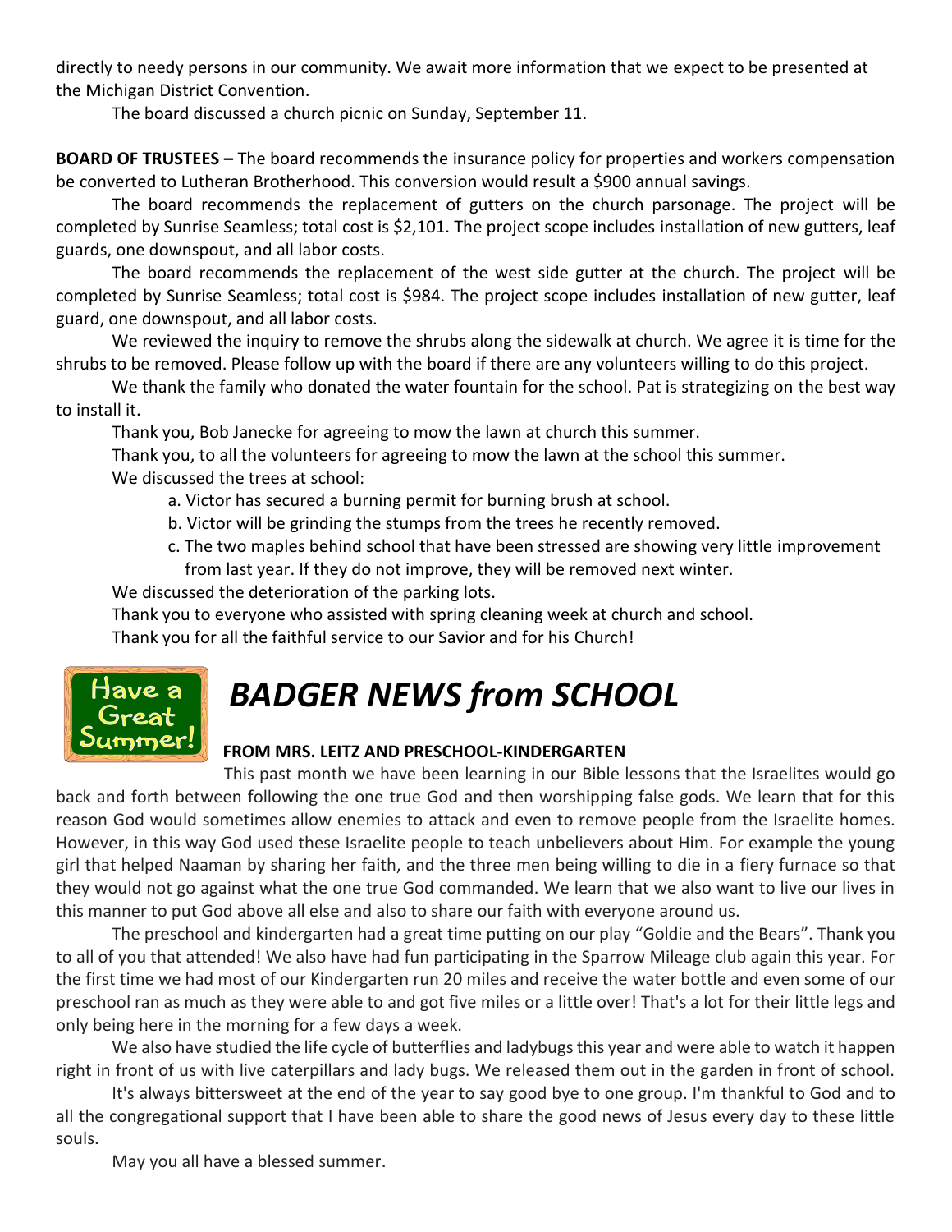directly to needy persons in our community. We await more information that we expect to be presented at the Michigan District Convention.

The board discussed a church picnic on Sunday, September 11.

**BOARD OF TRUSTEES –** The board recommends the insurance policy for properties and workers compensation be converted to Lutheran Brotherhood. This conversion would result a $900 annual savings.

The board recommends the replacement of gutters on the church parsonage. The project will be completed by Sunrise Seamless; total cost is $2,101. The project scope includes installation of new gutters, leaf guards, one downspout, and all labor costs.

The board recommends the replacement of the west side gutter at the church. The project will be completed by Sunrise Seamless; total cost is $984. The project scope includes installation of new gutter, leaf guard, one downspout, and all labor costs.

We reviewed the inquiry to remove the shrubs along the sidewalk at church. We agree it is time for the shrubs to be removed. Please follow up with the board if there are any volunteers willing to do this project.

We thank the family who donated the water fountain for the school. Pat is strategizing on the best way to install it.

Thank you, Bob Janecke for agreeing to mow the lawn at church this summer.

Thank you, to all the volunteers for agreeing to mow the lawn at the school this summer.

We discussed the trees at school:

a. Victor has secured a burning permit for burning brush at school.
b. Victor will be grinding the stumps from the trees he recently removed.
c. The two maples behind school that have been stressed are showing very little improvement from last year. If they do not improve, they will be removed next winter.

We discussed the deterioration of the parking lots.

Thank you to everyone who assisted with spring cleaning week at church and school.

Thank you for all the faithful service to our Savior and for his Church!

Have a Great Summer!

# *BADGER NEWS from SCHOOL*

**FROM MRS. LEITZ AND PRESCHOOL-KINDERGARTEN**

This past month we have been learning in our Bible lessons that the Israelites would go back and forth between following the one true God and then worshipping false gods. We learn that for this reason God would sometimes allow enemies to attack and even to remove people from the Israelite homes. However, in this way God used these Israelite people to teach unbelievers about Him. For example the young girl that helped Naaman by sharing her faith, and the three men being willing to die in a fiery furnace so that they would not go against what the one true God commanded. We learn that we also want to live our lives in this manner to put God above all else and also to share our faith with everyone around us.

The preschool and kindergarten had a great time putting on our play "Goldie and the Bears". Thank you to all of you that attended! We also have had fun participating in the Sparrow Mileage club again this year. For the first time we had most of our Kindergarten run 20 miles and receive the water bottle and even some of our preschool ran as much as they were able to and got five miles or a little over! That's a lot for their little legs and only being here in the morning for a few days a week.

We also have studied the life cycle of butterflies and ladybugs this year and were able to watch it happen right in front of us with live caterpillars and lady bugs. We released them out in the garden in front of school.

It's always bittersweet at the end of the year to say good bye to one group. I'm thankful to God and to all the congregational support that I have been able to share the good news of Jesus every day to these little souls.

May you all have a blessed summer.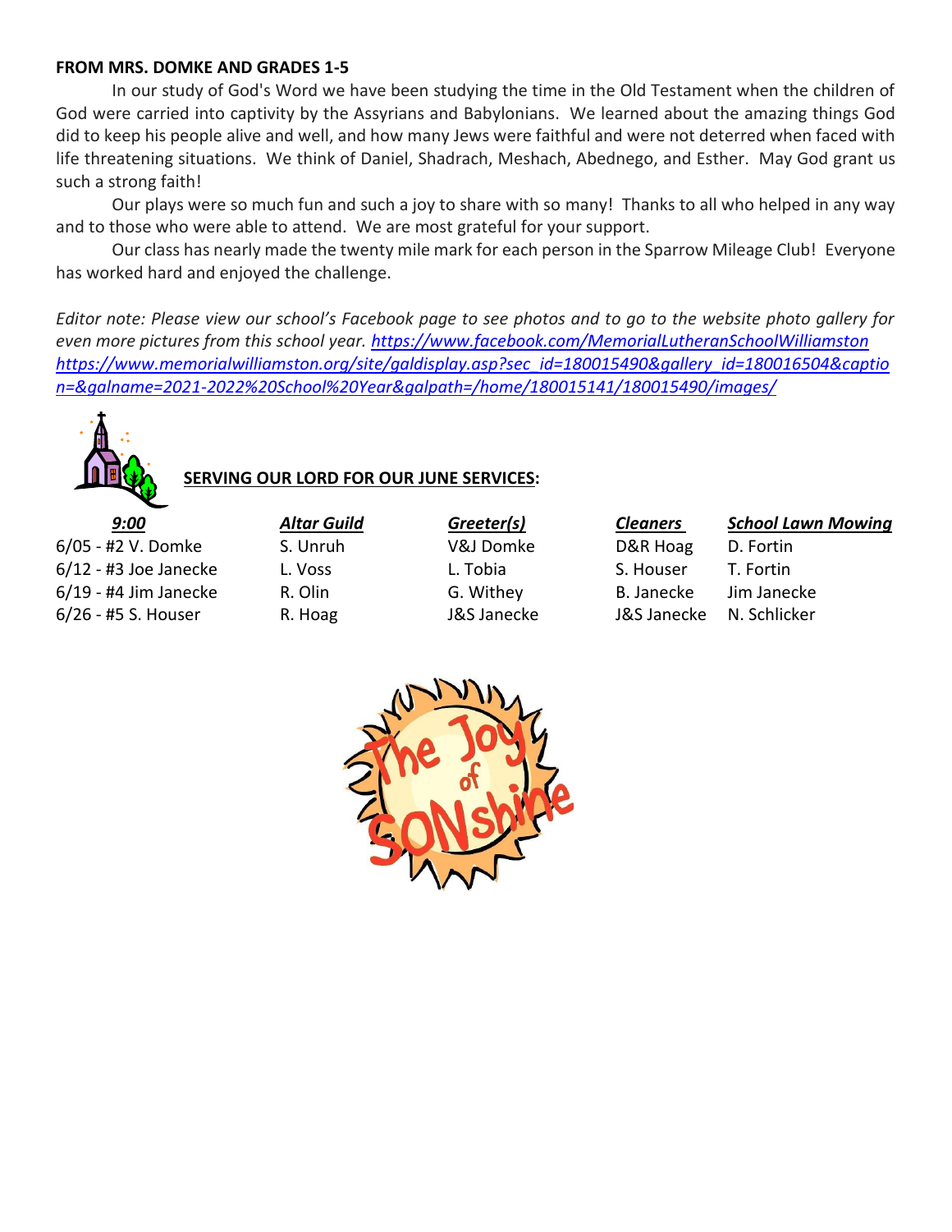**FROM MRS. DOMKE AND GRADES 1-5**

In our study of God's Word we have been studying the time in the Old Testament when the children of God were carried into captivity by the Assyrians and Babylonians. We learned about the amazing things God did to keep his people alive and well, and how many Jews were faithful and were not deterred when faced with life threatening situations. We think of Daniel, Shadrach, Meshach, Abednego, and Esther. May God grant us such a strong faith!

Our plays were so much fun and such a joy to share with so many! Thanks to all who helped in any way and to those who were able to attend. We are most grateful for your support.

Our class has nearly made the twenty mile mark for each person in the Sparrow Mileage Club! Everyone has worked hard and enjoyed the challenge.

*Editor note: Please view our school's Facebook page to see photos and to go to the website photo gallery for even more pictures from this school year.* *https://www.facebook.com/MemorialLutheranSchoolWilliamston* *https://www.memorialwilliamston.org/site/galdisplay.asp?sec_id=180015490&gallery_id=180016504&caption=&galname=2021-2022%20School%20Year&galpath=/home/180015141/180015490/images/*

**SERVING OUR LORD FOR OUR JUNE SERVICES:**

| ***9:00*** | ***Altar Guild*** | ***Greeter(s)*** | ***Cleaners*** | ***School Lawn Mowing*** |
|---|---|---|---|---|
| 6/05 - #2 V. Domke | S. Unruh | V&J Domke | D&R Hoag | D. Fortin |
| 6/12 - #3 Joe Janecke | L. Voss | L. Tobia | S. Houser | T. Fortin |
| 6/19 - #4 Jim Janecke | R. Olin | G. Withey | B. Janecke | Jim Janecke |
| 6/26 - #5 S. Houser | R. Hoag | J&S Janecke | J&S Janecke | N. Schlicker |

The Joy of SONshine